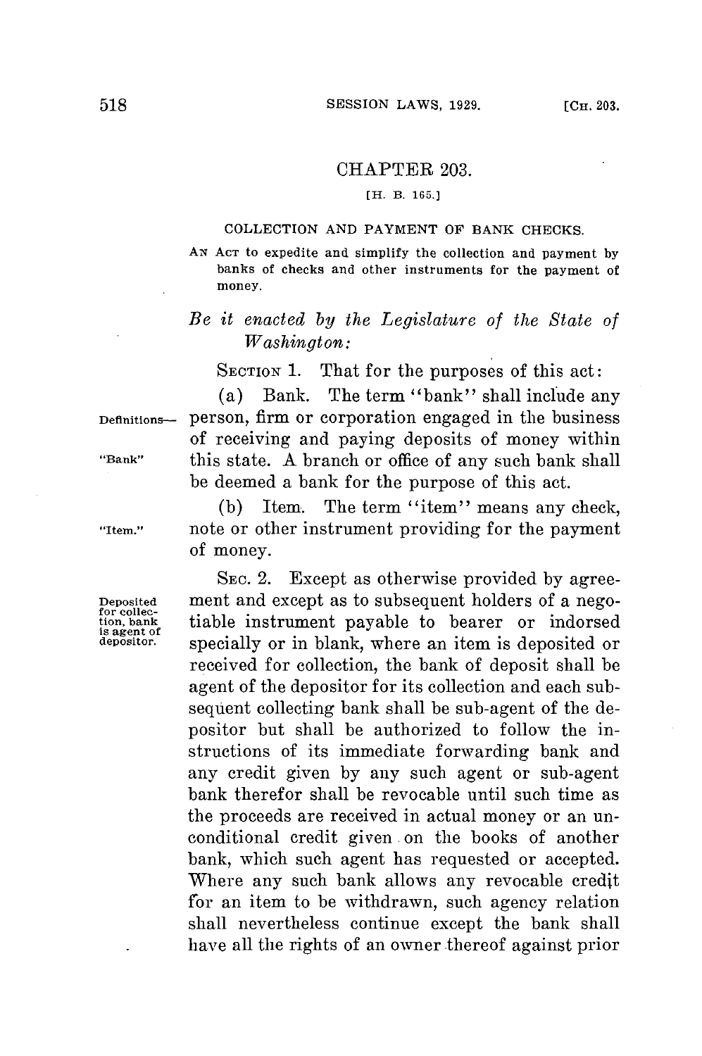# CHAPTER 203.

[H. B. 165.]

## COLLECTION AND PAYMENT OF BANK CHECKS.

AN ACT to expedite and simplify the collection and payment by banks of checks and other instruments for the payment of money.

*Be it enacted by the Legislature of the State of Washington:*

SECTION 1. That for the purposes of this act:

Definitions— "Bank"

(a) Bank. The term "bank" shall include any person, firm or corporation engaged in the business of receiving and paying deposits of money within this state. A branch or office of any such bank shall be deemed a bank for the purpose of this act.

"Item."

(b) Item. The term "item" means any check, note or other instrument providing for the payment of money.

Deposited for collection, bank is agent of depositor.

SEC. 2. Except as otherwise provided by agreement and except as to subsequent holders of a negotiable instrument payable to bearer or indorsed specially or in blank, where an item is deposited or received for collection, the bank of deposit shall be agent of the depositor for its collection and each subsequent collecting bank shall be sub-agent of the depositor but shall be authorized to follow the instructions of its immediate forwarding bank and any credit given by any such agent or sub-agent bank therefor shall be revocable until such time as the proceeds are received in actual money or an unconditional credit given on the books of another bank, which such agent has requested or accepted. Where any such bank allows any revocable credit for an item to be withdrawn, such agency relation shall nevertheless continue except the bank shall have all the rights of an owner thereof against prior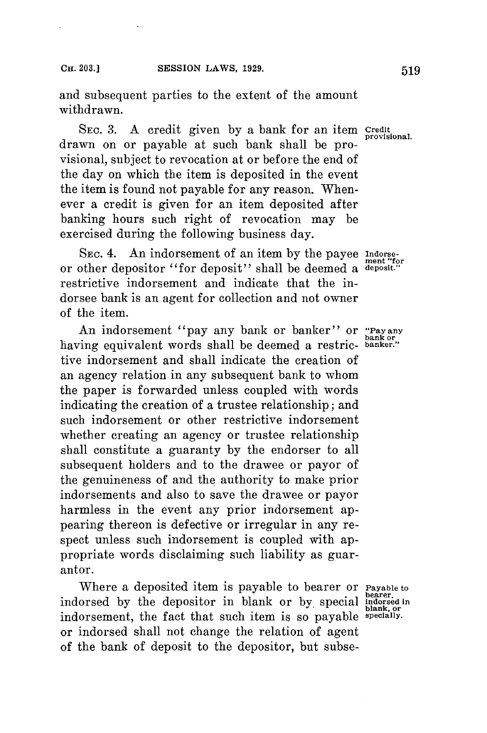and subsequent parties to the extent of the amount withdrawn.

**Credit provisional.** SEC. 3. A credit given by a bank for an item drawn on or payable at such bank shall be provisional, subject to revocation at or before the end of the day on which the item is deposited in the event the item is found not payable for any reason. Whenever a credit is given for an item deposited after banking hours such right of revocation may be exercised during the following business day.

**Indorsement "for deposit."** SEC. 4. An indorsement of an item by the payee or other depositor "for deposit" shall be deemed a restrictive indorsement and indicate that the indorsee bank is an agent for collection and not owner of the item.

**"Pay any bank or banker."** An indorsement "pay any bank or banker" or having equivalent words shall be deemed a restrictive indorsement and shall indicate the creation of an agency relation in any subsequent bank to whom the paper is forwarded unless coupled with words indicating the creation of a trustee relationship; and such indorsement or other restrictive indorsement whether creating an agency or trustee relationship shall constitute a guaranty by the endorser to all subsequent holders and to the drawee or payor of the genuineness of and the authority to make prior indorsements and also to save the drawee or payor harmless in the event any prior indorsement appearing thereon is defective or irregular in any respect unless such indorsement is coupled with appropriate words disclaiming such liability as guarantor.

**Payable to bearer, indorsed in blank, or specially.** Where a deposited item is payable to bearer or indorsed by the depositor in blank or by special indorsement, the fact that such item is so payable or indorsed shall not change the relation of agent of the bank of deposit to the depositor, but subse-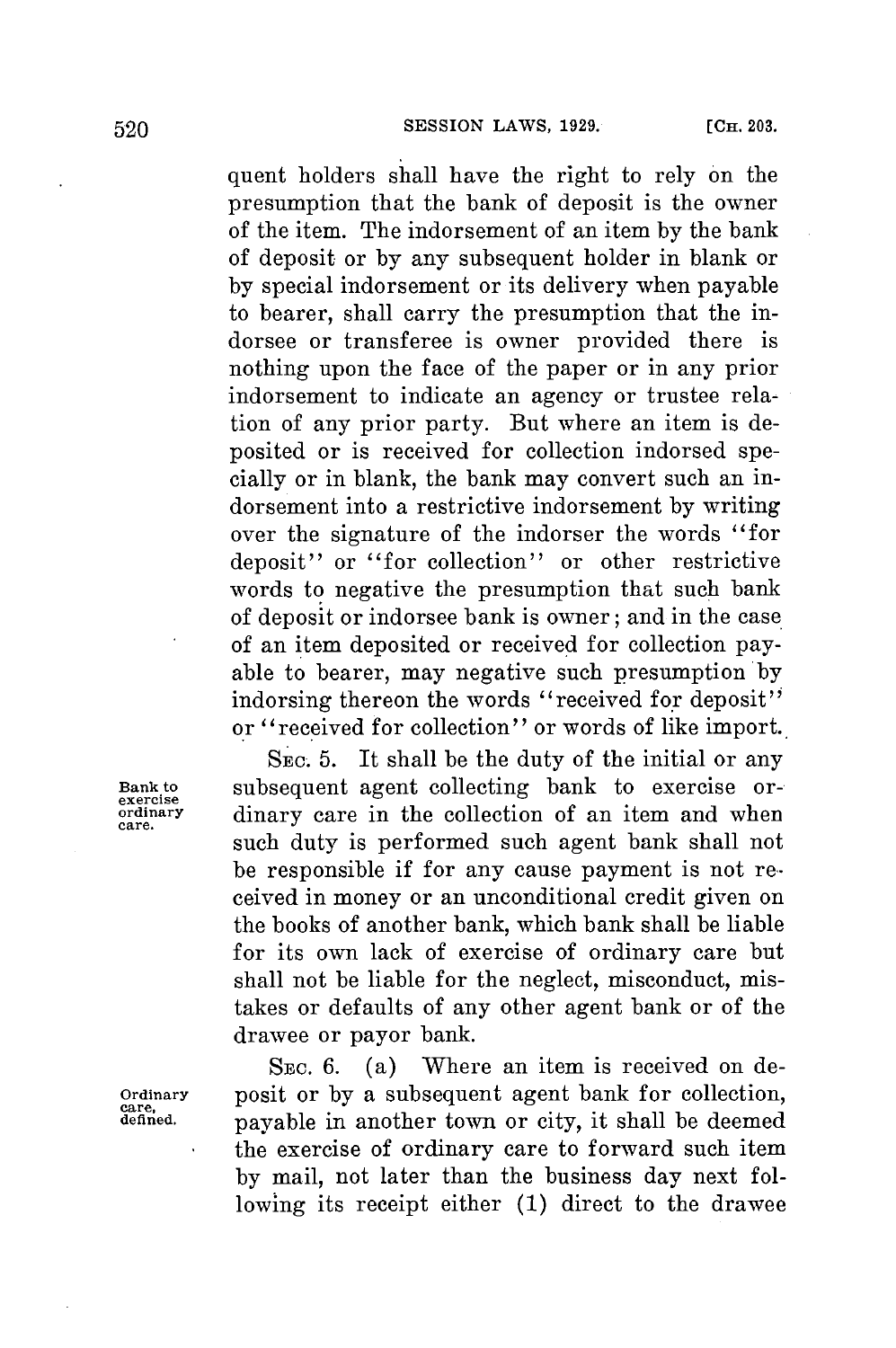quent holders shall have the right to rely on the presumption that the bank of deposit is the owner of the item. The indorsement of an item by the bank of deposit or by any subsequent holder in blank or by special indorsement or its delivery when payable to bearer, shall carry the presumption that the indorsee or transferee is owner provided there is nothing upon the face of the paper or in any prior indorsement to indicate an agency or trustee relation of any prior party. But where an item is deposited or is received for collection indorsed specially or in blank, the bank may convert such an indorsement into a restrictive indorsement by writing over the signature of the indorser the words "for deposit" or "for collection" or other restrictive words to negative the presumption that such bank of deposit or indorsee bank is owner; and in the case of an item deposited or received for collection payable to bearer, may negative such presumption by indorsing thereon the words "received for deposit" or "received for collection" or words of like import.

*Bank to exercise ordinary care.*

SEC. 5. It shall be the duty of the initial or any subsequent agent collecting bank to exercise ordinary care in the collection of an item and when such duty is performed such agent bank shall not be responsible if for any cause payment is not received in money or an unconditional credit given on the books of another bank, which bank shall be liable for its own lack of exercise of ordinary care but shall not be liable for the neglect, misconduct, mistakes or defaults of any other agent bank or of the drawee or payor bank.

*Ordinary care, defined.*

SEC. 6. (a) Where an item is received on deposit or by a subsequent agent bank for collection, payable in another town or city, it shall be deemed the exercise of ordinary care to forward such item by mail, not later than the business day next following its receipt either (1) direct to the drawee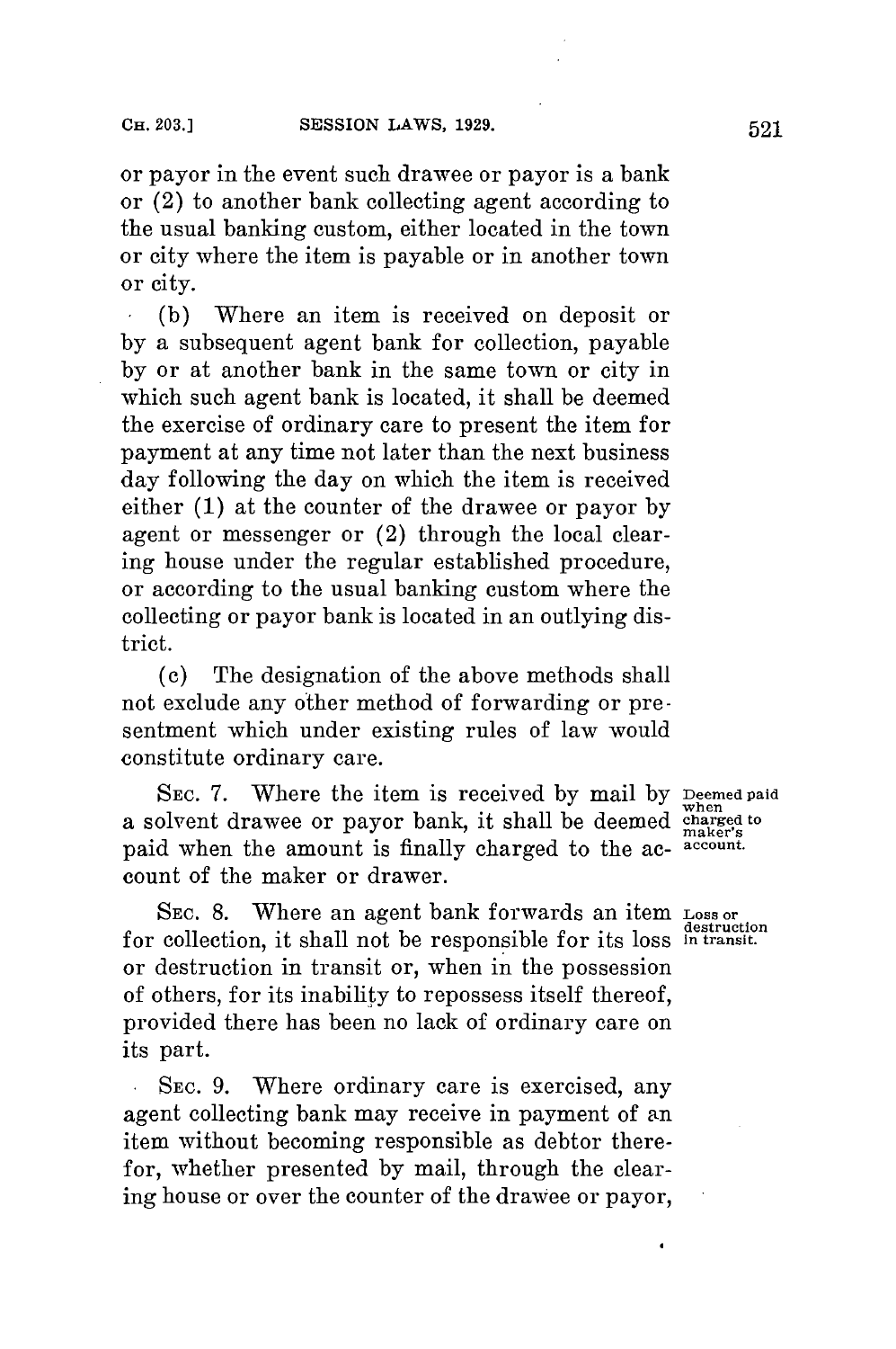or payor in the event such drawee or payor is a bank or (2) to another bank collecting agent according to the usual banking custom, either located in the town or city where the item is payable or in another town or city.

(b) Where an item is received on deposit or by a subsequent agent bank for collection, payable by or at another bank in the same town or city in which such agent bank is located, it shall be deemed the exercise of ordinary care to present the item for payment at any time not later than the next business day following the day on which the item is received either (1) at the counter of the drawee or payor by agent or messenger or (2) through the local clearing house under the regular established procedure, or according to the usual banking custom where the collecting or payor bank is located in an outlying district.

(c) The designation of the above methods shall not exclude any other method of forwarding or presentment which under existing rules of law would constitute ordinary care.

*Deemed paid when charged to maker's account.*

SEC. 7. Where the item is received by mail by a solvent drawee or payor bank, it shall be deemed paid when the amount is finally charged to the account of the maker or drawer.

*Loss or destruction in transit.*

SEC. 8. Where an agent bank forwards an item for collection, it shall not be responsible for its loss or destruction in transit or, when in the possession of others, for its inability to repossess itself thereof, provided there has been no lack of ordinary care on its part.

SEC. 9. Where ordinary care is exercised, any agent collecting bank may receive in payment of an item without becoming responsible as debtor therefor, whether presented by mail, through the clearing house or over the counter of the drawee or payor,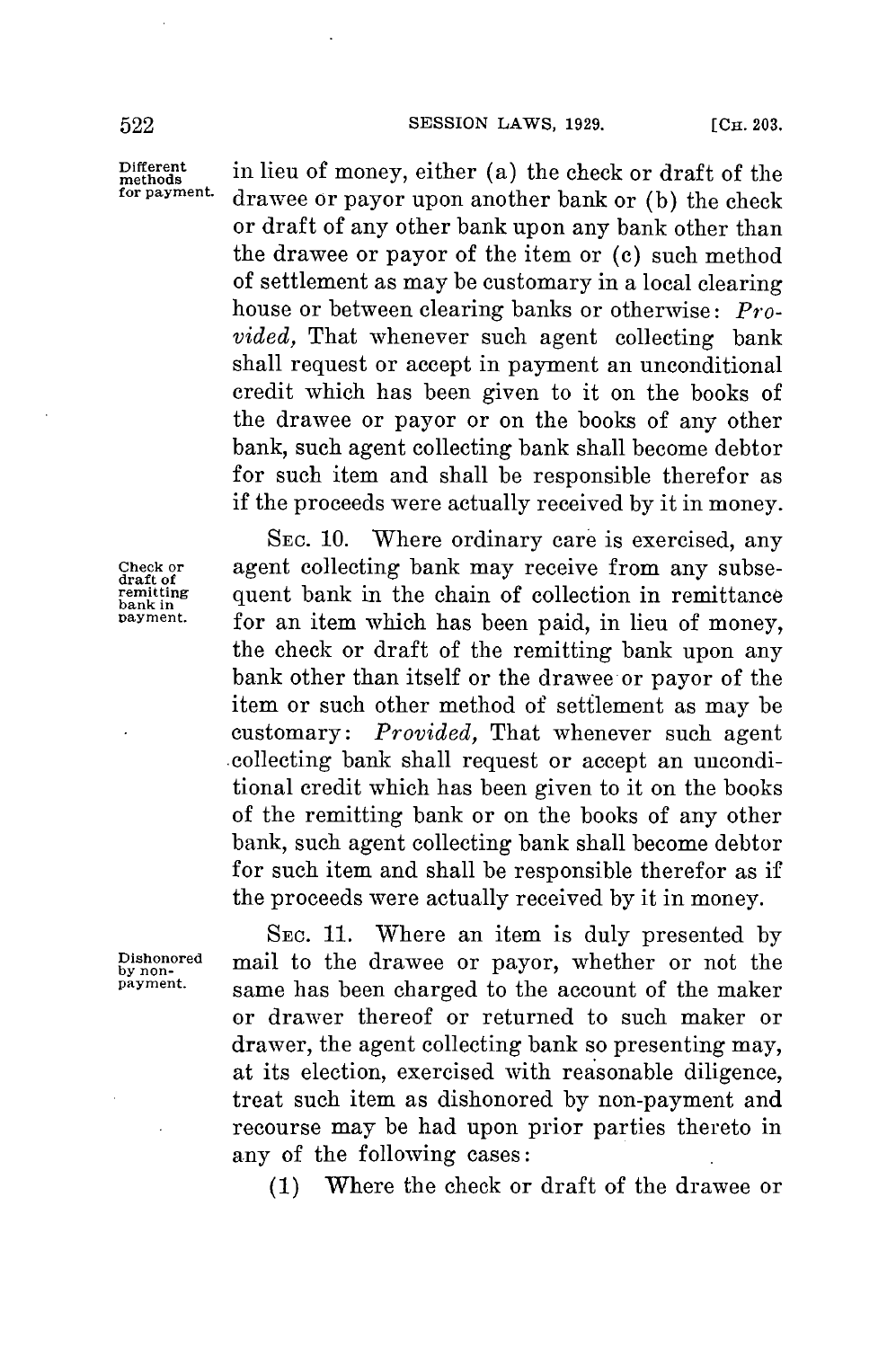in lieu of money, either (a) the check or draft of the drawee or payor upon another bank or (b) the check or draft of any other bank upon any bank other than the drawee or payor of the item or (c) such method of settlement as may be customary in a local clearing house or between clearing banks or otherwise: *Provided,* That whenever such agent collecting bank shall request or accept in payment an unconditional credit which has been given to it on the books of the drawee or payor or on the books of any other bank, such agent collecting bank shall become debtor for such item and shall be responsible therefor as if the proceeds were actually received by it in money.

Different methods for payment.

SEC. 10. Where ordinary care is exercised, any agent collecting bank may receive from any subsequent bank in the chain of collection in remittance for an item which has been paid, in lieu of money, the check or draft of the remitting bank upon any bank other than itself or the drawee or payor of the item or such other method of settlement as may be customary: *Provided,* That whenever such agent collecting bank shall request or accept an unconditional credit which has been given to it on the books of the remitting bank or on the books of any other bank, such agent collecting bank shall become debtor for such item and shall be responsible therefor as if the proceeds were actually received by it in money.

Check or draft of remitting bank in payment.

SEC. 11. Where an item is duly presented by mail to the drawee or payor, whether or not the same has been charged to the account of the maker or drawer thereof or returned to such maker or drawer, the agent collecting bank so presenting may, at its election, exercised with reasonable diligence, treat such item as dishonored by non-payment and recourse may be had upon prior parties thereto in any of the following cases:

Dishonored by non-payment.

(1) Where the check or draft of the drawee or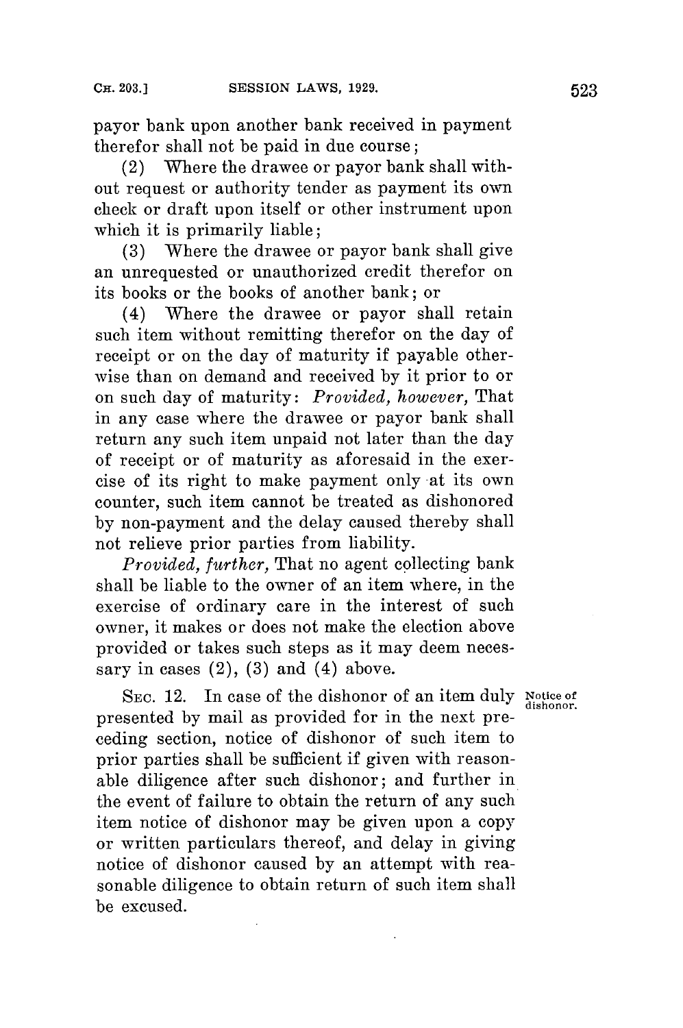payor bank upon another bank received in payment therefor shall not be paid in due course;

(2) Where the drawee or payor bank shall without request or authority tender as payment its own check or draft upon itself or other instrument upon which it is primarily liable;

(3) Where the drawee or payor bank shall give an unrequested or unauthorized credit therefor on its books or the books of another bank; or

(4) Where the drawee or payor shall retain such item without remitting therefor on the day of receipt or on the day of maturity if payable otherwise than on demand and received by it prior to or on such day of maturity: *Provided, however,* That in any case where the drawee or payor bank shall return any such item unpaid not later than the day of receipt or of maturity as aforesaid in the exercise of its right to make payment only at its own counter, such item cannot be treated as dishonored by non-payment and the delay caused thereby shall not relieve prior parties from liability.

*Provided, further,* That no agent collecting bank shall be liable to the owner of an item where, in the exercise of ordinary care in the interest of such owner, it makes or does not make the election above provided or takes such steps as it may deem necessary in cases (2), (3) and (4) above.

Notice of dishonor.

SEC. 12. In case of the dishonor of an item duly presented by mail as provided for in the next preceding section, notice of dishonor of such item to prior parties shall be sufficient if given with reasonable diligence after such dishonor; and further in the event of failure to obtain the return of any such item notice of dishonor may be given upon a copy or written particulars thereof, and delay in giving notice of dishonor caused by an attempt with reasonable diligence to obtain return of such item shall be excused.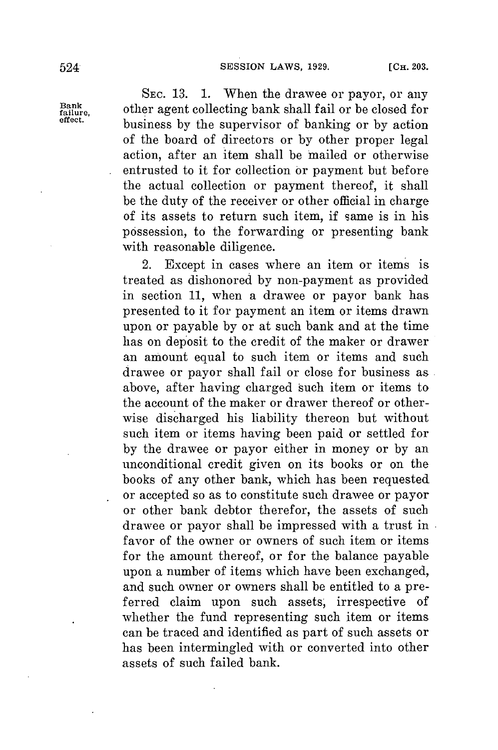Bank failure, effect.

SEC. 13. 1. When the drawee or payor, or any other agent collecting bank shall fail or be closed for business by the supervisor of banking or by action of the board of directors or by other proper legal action, after an item shall be mailed or otherwise entrusted to it for collection or payment but before the actual collection or payment thereof, it shall be the duty of the receiver or other official in charge of its assets to return such item, if same is in his possession, to the forwarding or presenting bank with reasonable diligence.

2. Except in cases where an item or items is treated as dishonored by non-payment as provided in section 11, when a drawee or payor bank has presented to it for payment an item or items drawn upon or payable by or at such bank and at the time has on deposit to the credit of the maker or drawer an amount equal to such item or items and such drawee or payor shall fail or close for business as above, after having charged such item or items to the account of the maker or drawer thereof or otherwise discharged his liability thereon but without such item or items having been paid or settled for by the drawee or payor either in money or by an unconditional credit given on its books or on the books of any other bank, which has been requested or accepted so as to constitute such drawee or payor or other bank debtor therefor, the assets of such drawee or payor shall be impressed with a trust in favor of the owner or owners of such item or items for the amount thereof, or for the balance payable upon a number of items which have been exchanged, and such owner or owners shall be entitled to a preferred claim upon such assets, irrespective of whether the fund representing such item or items can be traced and identified as part of such assets or has been intermingled with or converted into other assets of such failed bank.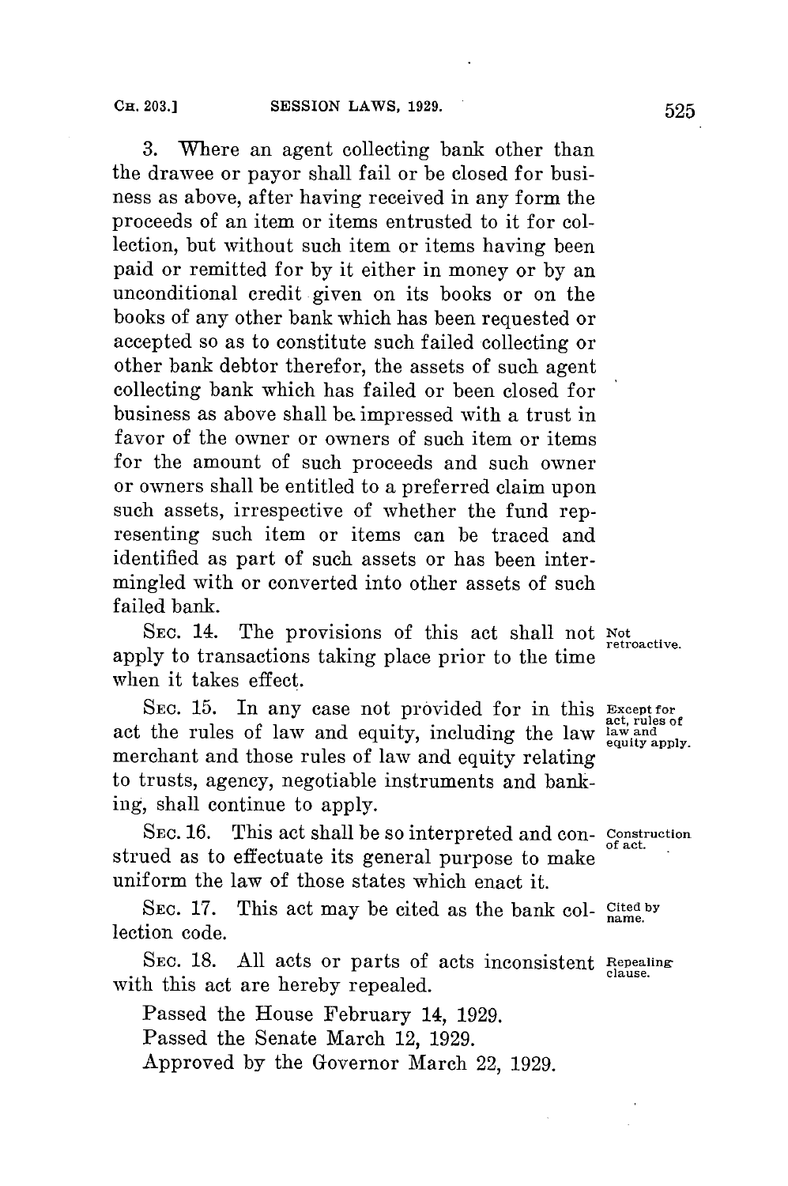3. Where an agent collecting bank other than the drawee or payor shall fail or be closed for business as above, after having received in any form the proceeds of an item or items entrusted to it for collection, but without such item or items having been paid or remitted for by it either in money or by an unconditional credit given on its books or on the books of any other bank which has been requested or accepted so as to constitute such failed collecting or other bank debtor therefor, the assets of such agent collecting bank which has failed or been closed for business as above shall be impressed with a trust in favor of the owner or owners of such item or items for the amount of such proceeds and such owner or owners shall be entitled to a preferred claim upon such assets, irrespective of whether the fund representing such item or items can be traced and identified as part of such assets or has been intermingled with or converted into other assets of such failed bank.

SEC. 14. The provisions of this act shall not apply to transactions taking place prior to the time when it takes effect.

*Not retroactive.*

SEC. 15. In any case not provided for in this act the rules of law and equity, including the law merchant and those rules of law and equity relating to trusts, agency, negotiable instruments and banking, shall continue to apply.

*Except for act, rules of law and equity apply.*

SEC. 16. This act shall be so interpreted and construed as to effectuate its general purpose to make uniform the law of those states which enact it.

*Construction of act.*

SEC. 17. This act may be cited as the bank collection code.

*Cited by name.*

SEC. 18. All acts or parts of acts inconsistent with this act are hereby repealed.

*Repealing clause.*

Passed the House February 14, 1929.
Passed the Senate March 12, 1929.
Approved by the Governor March 22, 1929.